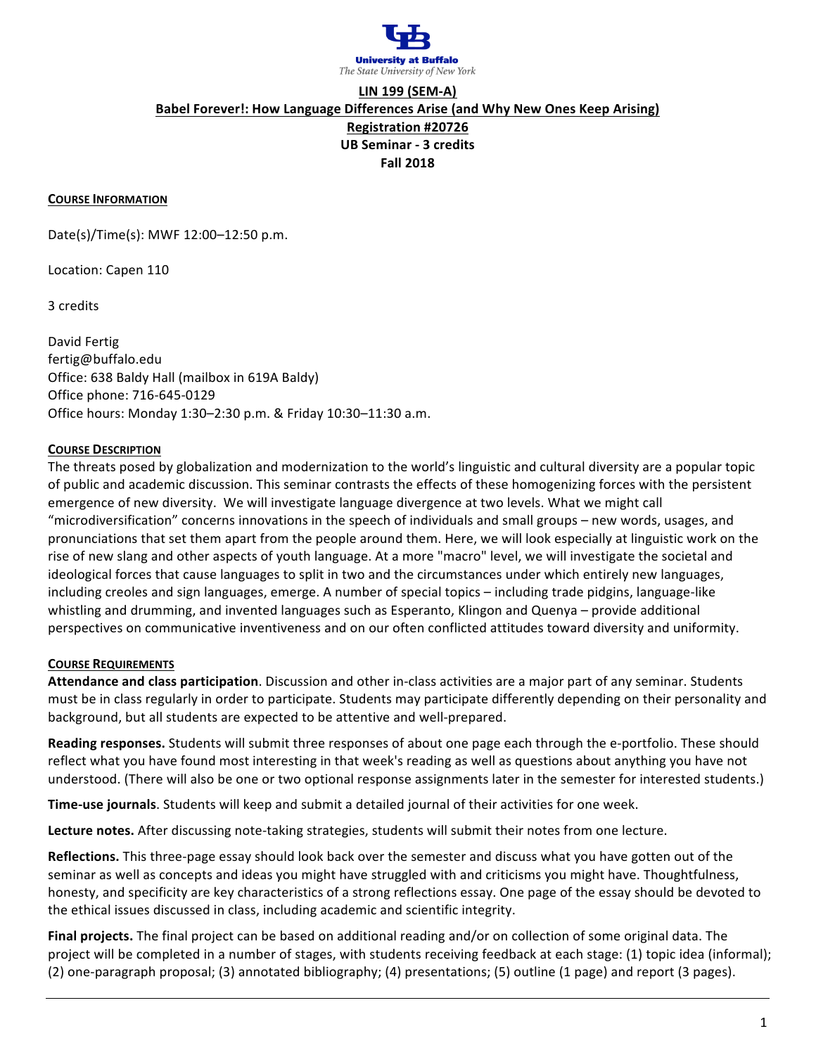University at Buffalo
*The State University of New York*

**LIN 199 (SEM-A)**
**Babel Forever!: How Language Differences Arise (and Why New Ones Keep Arising)**
**Registration #20726**
**UB Seminar - 3 credits**
**Fall 2018**

## COURSE INFORMATION

Date(s)/Time(s): MWF 12:00–12:50 p.m.

Location: Capen 110

3 credits

David Fertig
fertig@buffalo.edu
Office: 638 Baldy Hall (mailbox in 619A Baldy)
Office phone: 716-645-0129
Office hours: Monday 1:30–2:30 p.m. & Friday 10:30–11:30 a.m.

## COURSE DESCRIPTION

The threats posed by globalization and modernization to the world's linguistic and cultural diversity are a popular topic of public and academic discussion. This seminar contrasts the effects of these homogenizing forces with the persistent emergence of new diversity. We will investigate language divergence at two levels. What we might call "microdiversification" concerns innovations in the speech of individuals and small groups – new words, usages, and pronunciations that set them apart from the people around them. Here, we will look especially at linguistic work on the rise of new slang and other aspects of youth language. At a more "macro" level, we will investigate the societal and ideological forces that cause languages to split in two and the circumstances under which entirely new languages, including creoles and sign languages, emerge. A number of special topics – including trade pidgins, language-like whistling and drumming, and invented languages such as Esperanto, Klingon and Quenya – provide additional perspectives on communicative inventiveness and on our often conflicted attitudes toward diversity and uniformity.

## COURSE REQUIREMENTS

**Attendance and class participation**. Discussion and other in-class activities are a major part of any seminar. Students must be in class regularly in order to participate. Students may participate differently depending on their personality and background, but all students are expected to be attentive and well-prepared.

**Reading responses.** Students will submit three responses of about one page each through the e-portfolio. These should reflect what you have found most interesting in that week's reading as well as questions about anything you have not understood. (There will also be one or two optional response assignments later in the semester for interested students.)

**Time-use journals**. Students will keep and submit a detailed journal of their activities for one week.

**Lecture notes.** After discussing note-taking strategies, students will submit their notes from one lecture.

**Reflections.** This three-page essay should look back over the semester and discuss what you have gotten out of the seminar as well as concepts and ideas you might have struggled with and criticisms you might have. Thoughtfulness, honesty, and specificity are key characteristics of a strong reflections essay. One page of the essay should be devoted to the ethical issues discussed in class, including academic and scientific integrity.

**Final projects.** The final project can be based on additional reading and/or on collection of some original data. The project will be completed in a number of stages, with students receiving feedback at each stage: (1) topic idea (informal); (2) one-paragraph proposal; (3) annotated bibliography; (4) presentations; (5) outline (1 page) and report (3 pages).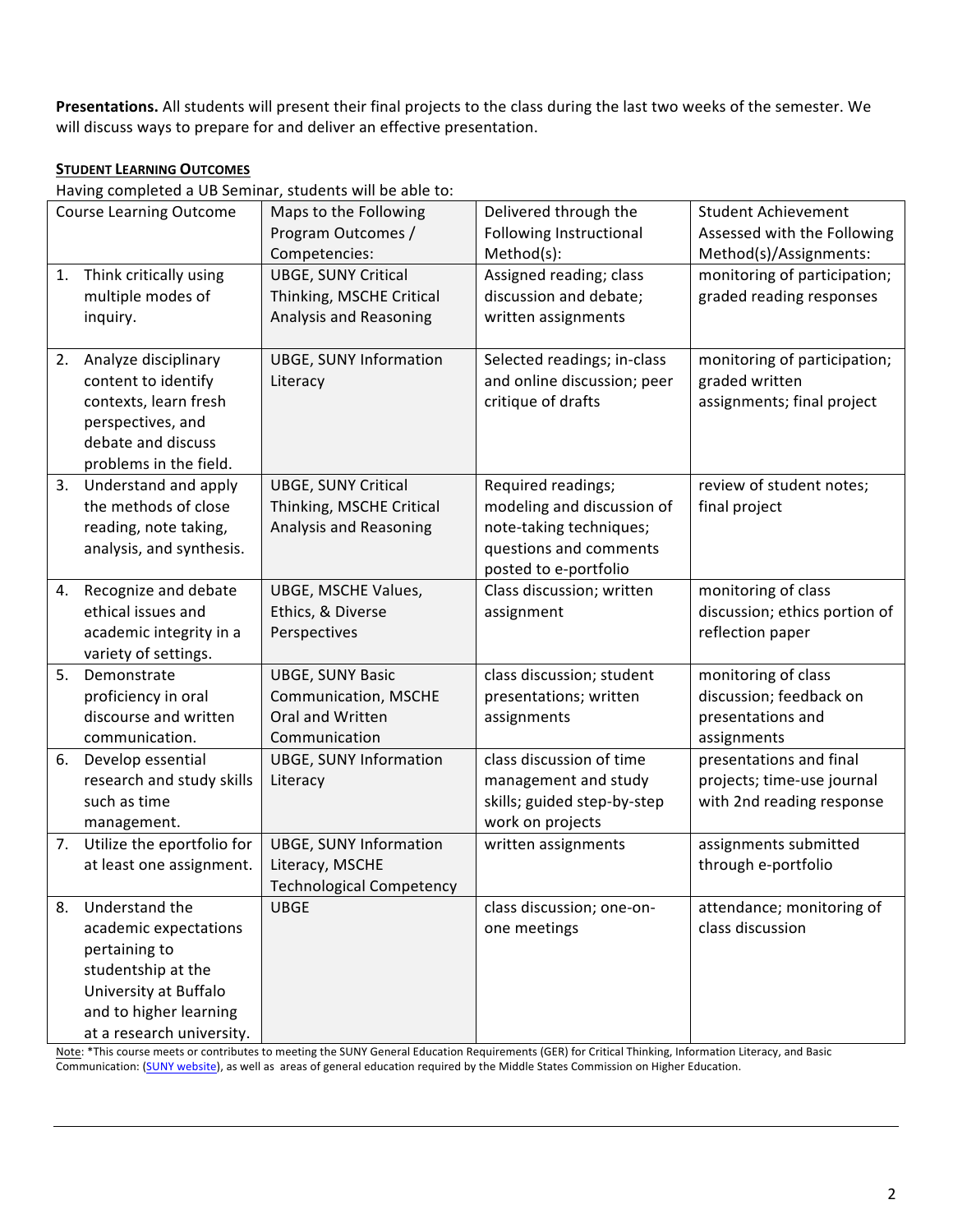**Presentations.** All students will present their final projects to the class during the last two weeks of the semester. We will discuss ways to prepare for and deliver an effective presentation.

**STUDENT LEARNING OUTCOMES**

Having completed a UB Seminar, students will be able to:

| Course Learning Outcome | Maps to the Following Program Outcomes / Competencies: | Delivered through the Following Instructional Method(s): | Student Achievement Assessed with the Following Method(s)/Assignments: |
|---|---|---|---|
| 1. Think critically using multiple modes of inquiry. | UBGE, SUNY Critical Thinking, MSCHE Critical Analysis and Reasoning | Assigned reading; class discussion and debate; written assignments | monitoring of participation; graded reading responses |
| 2. Analyze disciplinary content to identify contexts, learn fresh perspectives, and debate and discuss problems in the field. | UBGE, SUNY Information Literacy | Selected readings; in-class and online discussion; peer critique of drafts | monitoring of participation; graded written assignments; final project |
| 3. Understand and apply the methods of close reading, note taking, analysis, and synthesis. | UBGE, SUNY Critical Thinking, MSCHE Critical Analysis and Reasoning | Required readings; modeling and discussion of note-taking techniques; questions and comments posted to e-portfolio | review of student notes; final project |
| 4. Recognize and debate ethical issues and academic integrity in a variety of settings. | UBGE, MSCHE Values, Ethics, & Diverse Perspectives | Class discussion; written assignment | monitoring of class discussion; ethics portion of reflection paper |
| 5. Demonstrate proficiency in oral discourse and written communication. | UBGE, SUNY Basic Communication, MSCHE Oral and Written Communication | class discussion; student presentations; written assignments | monitoring of class discussion; feedback on presentations and assignments |
| 6. Develop essential research and study skills such as time management. | UBGE, SUNY Information Literacy | class discussion of time management and study skills; guided step-by-step work on projects | presentations and final projects; time-use journal with 2nd reading response |
| 7. Utilize the eportfolio for at least one assignment. | UBGE, SUNY Information Literacy, MSCHE Technological Competency | written assignments | assignments submitted through e-portfolio |
| 8. Understand the academic expectations pertaining to studentship at the University at Buffalo and to higher learning at a research university. | UBGE | class discussion; one-on-one meetings | attendance; monitoring of class discussion |

Note: *This course meets or contributes to meeting the SUNY General Education Requirements (GER) for Critical Thinking, Information Literacy, and Basic Communication: (SUNY website), as well as areas of general education required by the Middle States Commission on Higher Education.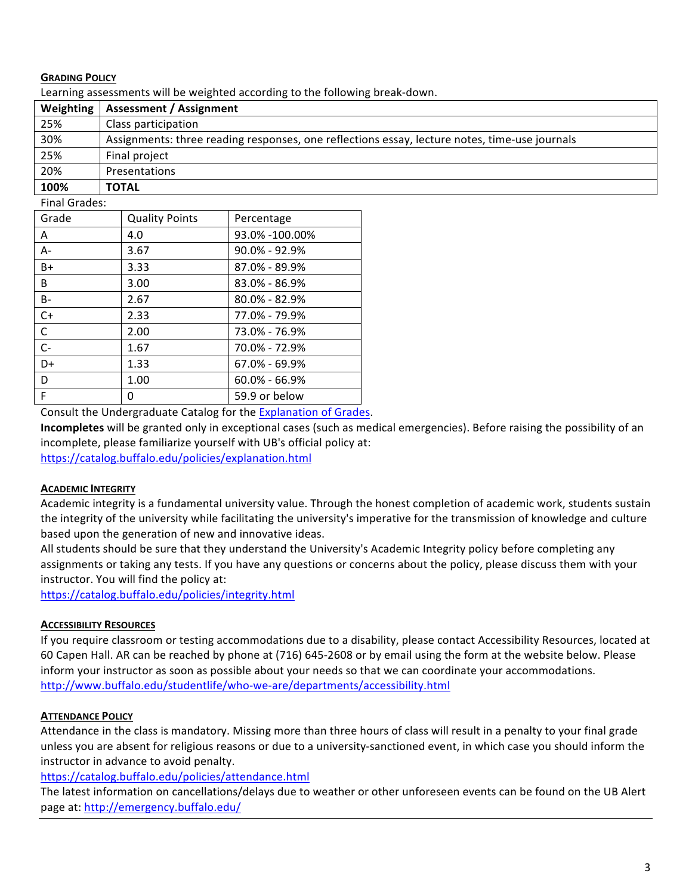### GRADING POLICY

Learning assessments will be weighted according to the following break-down.

| Weighting | Assessment / Assignment |
|---|---|
| 25% | Class participation |
| 30% | Assignments: three reading responses, one reflections essay, lecture notes, time-use journals |
| 25% | Final project |
| 20% | Presentations |
| **100%** | **TOTAL** |

Final Grades:

| Grade | Quality Points | Percentage |
|---|---|---|
| A | 4.0 | 93.0% -100.00% |
| A- | 3.67 | 90.0% - 92.9% |
| B+ | 3.33 | 87.0% - 89.9% |
| B | 3.00 | 83.0% - 86.9% |
| B- | 2.67 | 80.0% - 82.9% |
| C+ | 2.33 | 77.0% - 79.9% |
| C | 2.00 | 73.0% - 76.9% |
| C- | 1.67 | 70.0% - 72.9% |
| D+ | 1.33 | 67.0% - 69.9% |
| D | 1.00 | 60.0% - 66.9% |
| F | 0 | 59.9 or below |

Consult the Undergraduate Catalog for the Explanation of Grades.

**Incompletes** will be granted only in exceptional cases (such as medical emergencies). Before raising the possibility of an incomplete, please familiarize yourself with UB's official policy at:
https://catalog.buffalo.edu/policies/explanation.html

### ACADEMIC INTEGRITY

Academic integrity is a fundamental university value. Through the honest completion of academic work, students sustain the integrity of the university while facilitating the university's imperative for the transmission of knowledge and culture based upon the generation of new and innovative ideas.

All students should be sure that they understand the University's Academic Integrity policy before completing any assignments or taking any tests. If you have any questions or concerns about the policy, please discuss them with your instructor. You will find the policy at:
https://catalog.buffalo.edu/policies/integrity.html

### ACCESSIBILITY RESOURCES

If you require classroom or testing accommodations due to a disability, please contact Accessibility Resources, located at 60 Capen Hall. AR can be reached by phone at (716) 645-2608 or by email using the form at the website below. Please inform your instructor as soon as possible about your needs so that we can coordinate your accommodations.
http://www.buffalo.edu/studentlife/who-we-are/departments/accessibility.html

### ATTENDANCE POLICY

Attendance in the class is mandatory. Missing more than three hours of class will result in a penalty to your final grade unless you are absent for religious reasons or due to a university-sanctioned event, in which case you should inform the instructor in advance to avoid penalty.
https://catalog.buffalo.edu/policies/attendance.html

The latest information on cancellations/delays due to weather or other unforeseen events can be found on the UB Alert page at: http://emergency.buffalo.edu/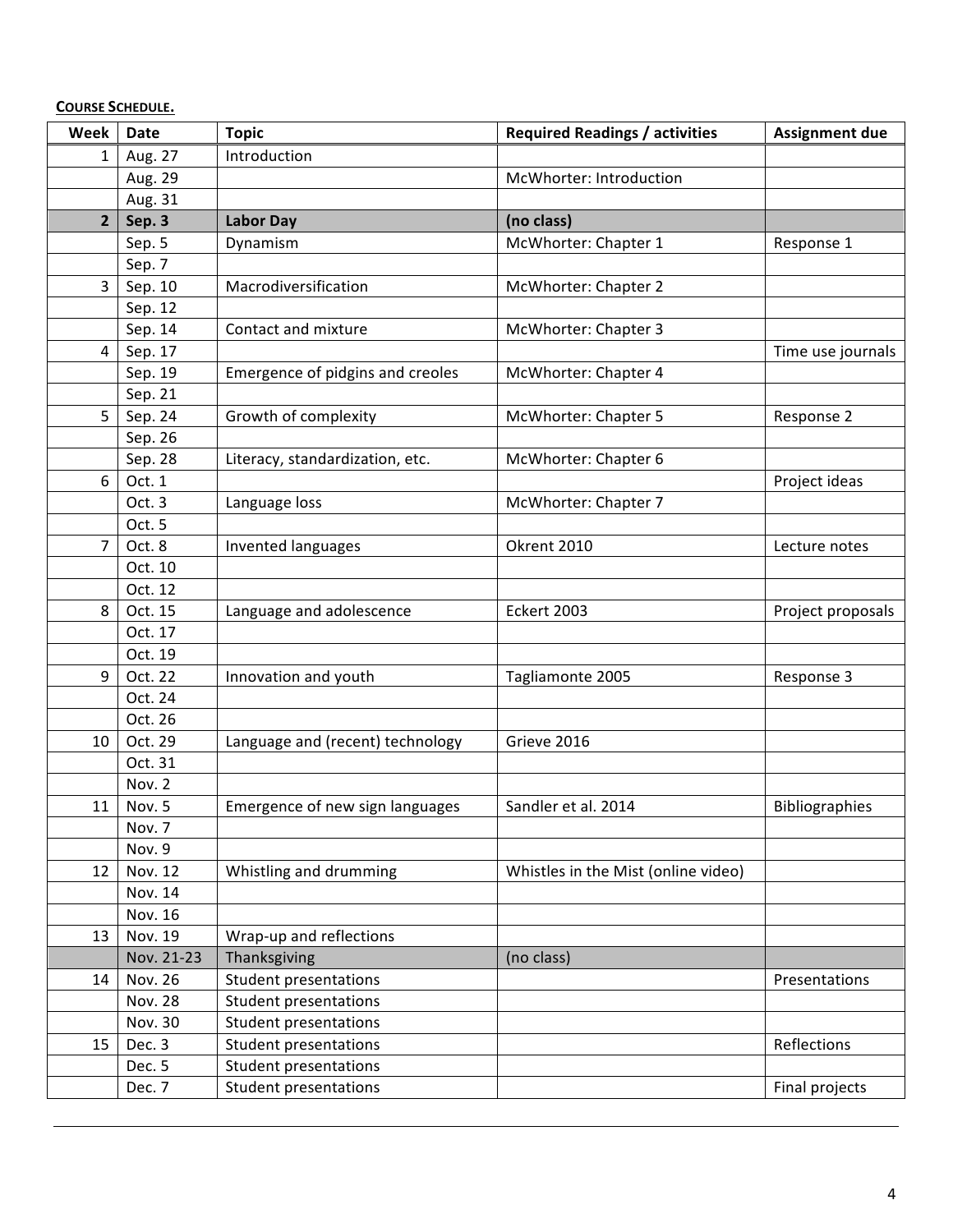**COURSE SCHEDULE.**

| Week | Date | Topic | Required Readings / activities | Assignment due |
|---|---|---|---|---|
| 1 | Aug. 27 | Introduction | | |
| | Aug. 29 | | McWhorter: Introduction | |
| | Aug. 31 | | | |
| **2** | **Sep. 3** | **Labor Day** | **(no class)** | |
| | Sep. 5 | Dynamism | McWhorter: Chapter 1 | Response 1 |
| | Sep. 7 | | | |
| 3 | Sep. 10 | Macrodiversification | McWhorter: Chapter 2 | |
| | Sep. 12 | | | |
| | Sep. 14 | Contact and mixture | McWhorter: Chapter 3 | |
| 4 | Sep. 17 | | | Time use journals |
| | Sep. 19 | Emergence of pidgins and creoles | McWhorter: Chapter 4 | |
| | Sep. 21 | | | |
| 5 | Sep. 24 | Growth of complexity | McWhorter: Chapter 5 | Response 2 |
| | Sep. 26 | | | |
| | Sep. 28 | Literacy, standardization, etc. | McWhorter: Chapter 6 | |
| 6 | Oct. 1 | | | Project ideas |
| | Oct. 3 | Language loss | McWhorter: Chapter 7 | |
| | Oct. 5 | | | |
| 7 | Oct. 8 | Invented languages | Okrent 2010 | Lecture notes |
| | Oct. 10 | | | |
| | Oct. 12 | | | |
| 8 | Oct. 15 | Language and adolescence | Eckert 2003 | Project proposals |
| | Oct. 17 | | | |
| | Oct. 19 | | | |
| 9 | Oct. 22 | Innovation and youth | Tagliamonte 2005 | Response 3 |
| | Oct. 24 | | | |
| | Oct. 26 | | | |
| 10 | Oct. 29 | Language and (recent) technology | Grieve 2016 | |
| | Oct. 31 | | | |
| | Nov. 2 | | | |
| 11 | Nov. 5 | Emergence of new sign languages | Sandler et al. 2014 | Bibliographies |
| | Nov. 7 | | | |
| | Nov. 9 | | | |
| 12 | Nov. 12 | Whistling and drumming | Whistles in the Mist (online video) | |
| | Nov. 14 | | | |
| | Nov. 16 | | | |
| 13 | Nov. 19 | Wrap-up and reflections | | |
| | Nov. 21-23 | Thanksgiving | (no class) | |
| 14 | Nov. 26 | Student presentations | | Presentations |
| | Nov. 28 | Student presentations | | |
| | Nov. 30 | Student presentations | | |
| 15 | Dec. 3 | Student presentations | | Reflections |
| | Dec. 5 | Student presentations | | |
| | Dec. 7 | Student presentations | | Final projects |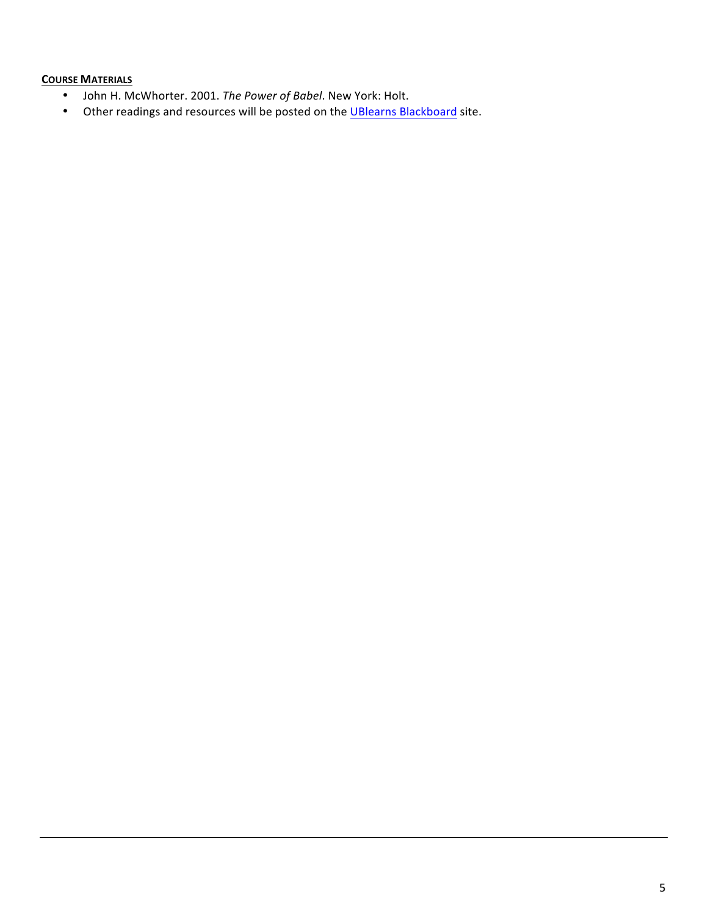## **COURSE MATERIALS**

- John H. McWhorter. 2001. *The Power of Babel*. New York: Holt.
- Other readings and resources will be posted on the UBlearns Blackboard site.